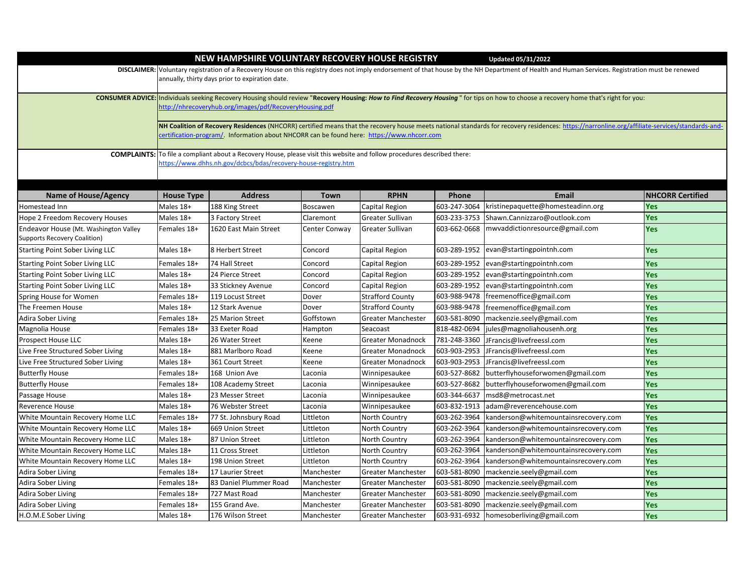# NEW HAMPSHIRE VOLUNTARY RECOVERY HOUSE REGISTRY

**Updated 05/31/2022**

**DISCLAIMER:** Voluntary registration of a Recovery House on this registry does not imply endorsement of that house by the NH Department of Health and Human Services. Registration must be renewed annually, thirty days prior to expiration date.

**CONSUMER ADVICE:** Individuals seeking Recovery Housing should review "**Recovery Housing: *How to Find Recovery Housing*** " for tips on how to choose a recovery home that's right for you: http://nhrecoveryhub.org/images/pdf/RecoveryHousing.pdf

**NH Coalition of Recovery Residences** (NHCORR) certified means that the recovery house meets national standards for recovery residences: https://narronline.org/affiliate-services/standards-and-certification-program/. Information about NHCORR can be found here: https://www.nhcorr.com

**COMPLAINTS:** To file a compliant about a Recovery House, please visit this website and follow procedures described there: https://www.dhhs.nh.gov/dcbcs/bdas/recovery-house-registry.htm

| Name of House/Agency | House Type | Address | Town | RPHN | Phone | Email | NHCORR Certified |
|---|---|---|---|---|---|---|---|
| Homestead Inn | Males 18+ | 188 King Street | Boscawen | Capital Region | 603-247-3064 | kristinepaquette@homesteadinn.org | Yes |
| Hope 2 Freedom Recovery Houses | Males 18+ | 3 Factory Street | Claremont | Greater Sullivan | 603-233-3753 | Shawn.Cannizzaro@outlook.com | Yes |
| Endeavor House (Mt. Washington Valley Supports Recovery Coalition) | Females 18+ | 1620 East Main Street | Center Conway | Greater Sullivan | 603-662-0668 | mwvaddictionresource@gmail.com | Yes |
| Starting Point Sober Living LLC | Males 18+ | 8 Herbert Street | Concord | Capital Region | 603-289-1952 | evan@startingpointnh.com | Yes |
| Starting Point Sober Living LLC | Females 18+ | 74 Hall Street | Concord | Capital Region | 603-289-1952 | evan@startingpointnh.com | Yes |
| Starting Point Sober Living LLC | Males 18+ | 24 Pierce Street | Concord | Capital Region | 603-289-1952 | evan@startingpointnh.com | Yes |
| Starting Point Sober Living LLC | Males 18+ | 33 Stickney Avenue | Concord | Capital Region | 603-289-1952 | evan@startingpointnh.com | Yes |
| Spring House for Women | Females 18+ | 119 Locust Street | Dover | Strafford County | 603-988-9478 | freemenoffice@gmail.com | Yes |
| The Freemen House | Males 18+ | 12 Stark Avenue | Dover | Strafford County | 603-988-9478 | freemenoffice@gmail.com | Yes |
| Adira Sober Living | Females 18+ | 25 Marion Street | Goffstown | Greater Manchester | 603-581-8090 | mackenzie.seely@gmail.com | Yes |
| Magnolia House | Females 18+ | 33 Exeter Road | Hampton | Seacoast | 818-482-0694 | jules@magnoliahousenh.org | Yes |
| Prospect House LLC | Males 18+ | 26 Water Street | Keene | Greater Monadnock | 781-248-3360 | JFrancis@livefreessl.com | Yes |
| Live Free Structured Sober Living | Males 18+ | 881 Marlboro Road | Keene | Greater Monadnock | 603-903-2953 | JFrancis@livefreessl.com | Yes |
| Live Free Structured Sober Living | Males 18+ | 361 Court Street | Keene | Greater Monadnock | 603-903-2953 | JFrancis@livefreessl.com | Yes |
| Butterfly House | Females 18+ | 168 Union Ave | Laconia | Winnipesaukee | 603-527-8682 | butterflyhouseforwomen@gmail.com | Yes |
| Butterfly House | Females 18+ | 108 Academy Street | Laconia | Winnipesaukee | 603-527-8682 | butterflyhouseforwomen@gmail.com | Yes |
| Passage House | Males 18+ | 23 Messer Street | Laconia | Winnipesaukee | 603-344-6637 | msd8@metrocast.net | Yes |
| Reverence House | Males 18+ | 76 Webster Street | Laconia | Winnipesaukee | 603-832-1913 | adam@reverencehouse.com | Yes |
| White Mountain Recovery Home LLC | Females 18+ | 77 St. Johnsbury Road | Littleton | North Country | 603-262-3964 | kanderson@whitemountainsrecovery.com | Yes |
| White Mountain Recovery Home LLC | Males 18+ | 669 Union Street | Littleton | North Country | 603-262-3964 | kanderson@whitemountainsrecovery.com | Yes |
| White Mountain Recovery Home LLC | Males 18+ | 87 Union Street | Littleton | North Country | 603-262-3964 | kanderson@whitemountainsrecovery.com | Yes |
| White Mountain Recovery Home LLC | Males 18+ | 11 Cross Street | Littleton | North Country | 603-262-3964 | kanderson@whitemountainsrecovery.com | Yes |
| White Mountain Recovery Home LLC | Males 18+ | 198 Union Street | Littleton | North Country | 603-262-3964 | kanderson@whitemountainsrecovery.com | Yes |
| Adira Sober Living | Females 18+ | 17 Laurier Street | Manchester | Greater Manchester | 603-581-8090 | mackenzie.seely@gmail.com | Yes |
| Adira Sober Living | Females 18+ | 83 Daniel Plummer Road | Manchester | Greater Manchester | 603-581-8090 | mackenzie.seely@gmail.com | Yes |
| Adira Sober Living | Females 18+ | 727 Mast Road | Manchester | Greater Manchester | 603-581-8090 | mackenzie.seely@gmail.com | Yes |
| Adira Sober Living | Females 18+ | 155 Grand Ave. | Manchester | Greater Manchester | 603-581-8090 | mackenzie.seely@gmail.com | Yes |
| H.O.M.E Sober Living | Males 18+ | 176 Wilson Street | Manchester | Greater Manchester | 603-931-6932 | homesoberliving@gmail.com | Yes |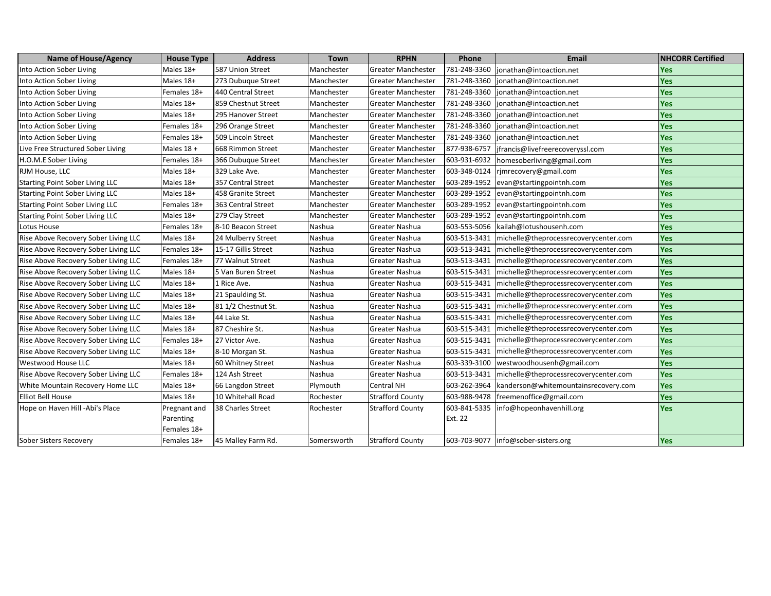| Name of House/Agency | House Type | Address | Town | RPHN | Phone | Email | NHCORR Certified |
|---|---|---|---|---|---|---|---|
| Into Action Sober Living | Males 18+ | 587 Union Street | Manchester | Greater Manchester | 781-248-3360 | jonathan@intoaction.net | Yes |
| Into Action Sober Living | Males 18+ | 273 Dubuque Street | Manchester | Greater Manchester | 781-248-3360 | jonathan@intoaction.net | Yes |
| Into Action Sober Living | Females 18+ | 440 Central Street | Manchester | Greater Manchester | 781-248-3360 | jonathan@intoaction.net | Yes |
| Into Action Sober Living | Males 18+ | 859 Chestnut Street | Manchester | Greater Manchester | 781-248-3360 | jonathan@intoaction.net | Yes |
| Into Action Sober Living | Males 18+ | 295 Hanover Street | Manchester | Greater Manchester | 781-248-3360 | jonathan@intoaction.net | Yes |
| Into Action Sober Living | Females 18+ | 296 Orange Street | Manchester | Greater Manchester | 781-248-3360 | jonathan@intoaction.net | Yes |
| Into Action Sober Living | Females 18+ | 509 Lincoln Street | Manchester | Greater Manchester | 781-248-3360 | jonathan@intoaction.net | Yes |
| Live Free Structured Sober Living | Males 18 + | 668 Rimmon Street | Manchester | Greater Manchester | 877-938-6757 | jfrancis@livefreerecoveryssl.com | Yes |
| H.O.M.E Sober Living | Females 18+ | 366 Dubuque Street | Manchester | Greater Manchester | 603-931-6932 | homesoberliving@gmail.com | Yes |
| RJM House, LLC | Males 18+ | 329 Lake Ave. | Manchester | Greater Manchester | 603-348-0124 | rjmrecovery@gmail.com | Yes |
| Starting Point Sober Living LLC | Males 18+ | 357 Central Street | Manchester | Greater Manchester | 603-289-1952 | evan@startingpointnh.com | Yes |
| Starting Point Sober Living LLC | Males 18+ | 458 Granite Street | Manchester | Greater Manchester | 603-289-1952 | evan@startingpointnh.com | Yes |
| Starting Point Sober Living LLC | Females 18+ | 363 Central Street | Manchester | Greater Manchester | 603-289-1952 | evan@startingpointnh.com | Yes |
| Starting Point Sober Living LLC | Males 18+ | 279 Clay Street | Manchester | Greater Manchester | 603-289-1952 | evan@startingpointnh.com | Yes |
| Lotus House | Females 18+ | 8-10 Beacon Street | Nashua | Greater Nashua | 603-553-5056 | kailah@lotushousenh.com | Yes |
| Rise Above Recovery Sober Living LLC | Males 18+ | 24 Mulberry Street | Nashua | Greater Nashua | 603-513-3431 | michelle@theprocessrecoverycenter.com | Yes |
| Rise Above Recovery Sober Living LLC | Females 18+ | 15-17 Gillis Street | Nashua | Greater Nashua | 603-513-3431 | michelle@theprocessrecoverycenter.com | Yes |
| Rise Above Recovery Sober Living LLC | Females 18+ | 77 Walnut Street | Nashua | Greater Nashua | 603-513-3431 | michelle@theprocessrecoverycenter.com | Yes |
| Rise Above Recovery Sober Living LLC | Males 18+ | 5 Van Buren Street | Nashua | Greater Nashua | 603-515-3431 | michelle@theprocessrecoverycenter.com | Yes |
| Rise Above Recovery Sober Living LLC | Males 18+ | 1 Rice Ave. | Nashua | Greater Nashua | 603-515-3431 | michelle@theprocessrecoverycenter.com | Yes |
| Rise Above Recovery Sober Living LLC | Males 18+ | 21 Spaulding St. | Nashua | Greater Nashua | 603-515-3431 | michelle@theprocessrecoverycenter.com | Yes |
| Rise Above Recovery Sober Living LLC | Males 18+ | 81 1/2 Chestnut St. | Nashua | Greater Nashua | 603-515-3431 | michelle@theprocessrecoverycenter.com | Yes |
| Rise Above Recovery Sober Living LLC | Males 18+ | 44 Lake St. | Nashua | Greater Nashua | 603-515-3431 | michelle@theprocessrecoverycenter.com | Yes |
| Rise Above Recovery Sober Living LLC | Males 18+ | 87 Cheshire St. | Nashua | Greater Nashua | 603-515-3431 | michelle@theprocessrecoverycenter.com | Yes |
| Rise Above Recovery Sober Living LLC | Females 18+ | 27 Victor Ave. | Nashua | Greater Nashua | 603-515-3431 | michelle@theprocessrecoverycenter.com | Yes |
| Rise Above Recovery Sober Living LLC | Males 18+ | 8-10 Morgan St. | Nashua | Greater Nashua | 603-515-3431 | michelle@theprocessrecoverycenter.com | Yes |
| Westwood House LLC | Males 18+ | 60 Whitney Street | Nashua | Greater Nashua | 603-339-3100 | westwoodhousenh@gmail.com | Yes |
| Rise Above Recovery Sober Living LLC | Females 18+ | 124 Ash Street | Nashua | Greater Nashua | 603-513-3431 | michelle@theprocessrecoverycenter.com | Yes |
| White Mountain Recovery Home LLC | Males 18+ | 66 Langdon Street | Plymouth | Central NH | 603-262-3964 | kanderson@whitemountainsrecovery.com | Yes |
| Elliot Bell House | Males 18+ | 10 Whitehall Road | Rochester | Strafford County | 603-988-9478 | freemenoffice@gmail.com | Yes |
| Hope on Haven Hill -Abi's Place | Pregnant and Parenting Females 18+ | 38 Charles Street | Rochester | Strafford County | 603-841-5335 Ext. 22 | info@hopeonhavenhill.org | Yes |
| Sober Sisters Recovery | Females 18+ | 45 Malley Farm Rd. | Somersworth | Strafford County | 603-703-9077 | info@sober-sisters.org | Yes |